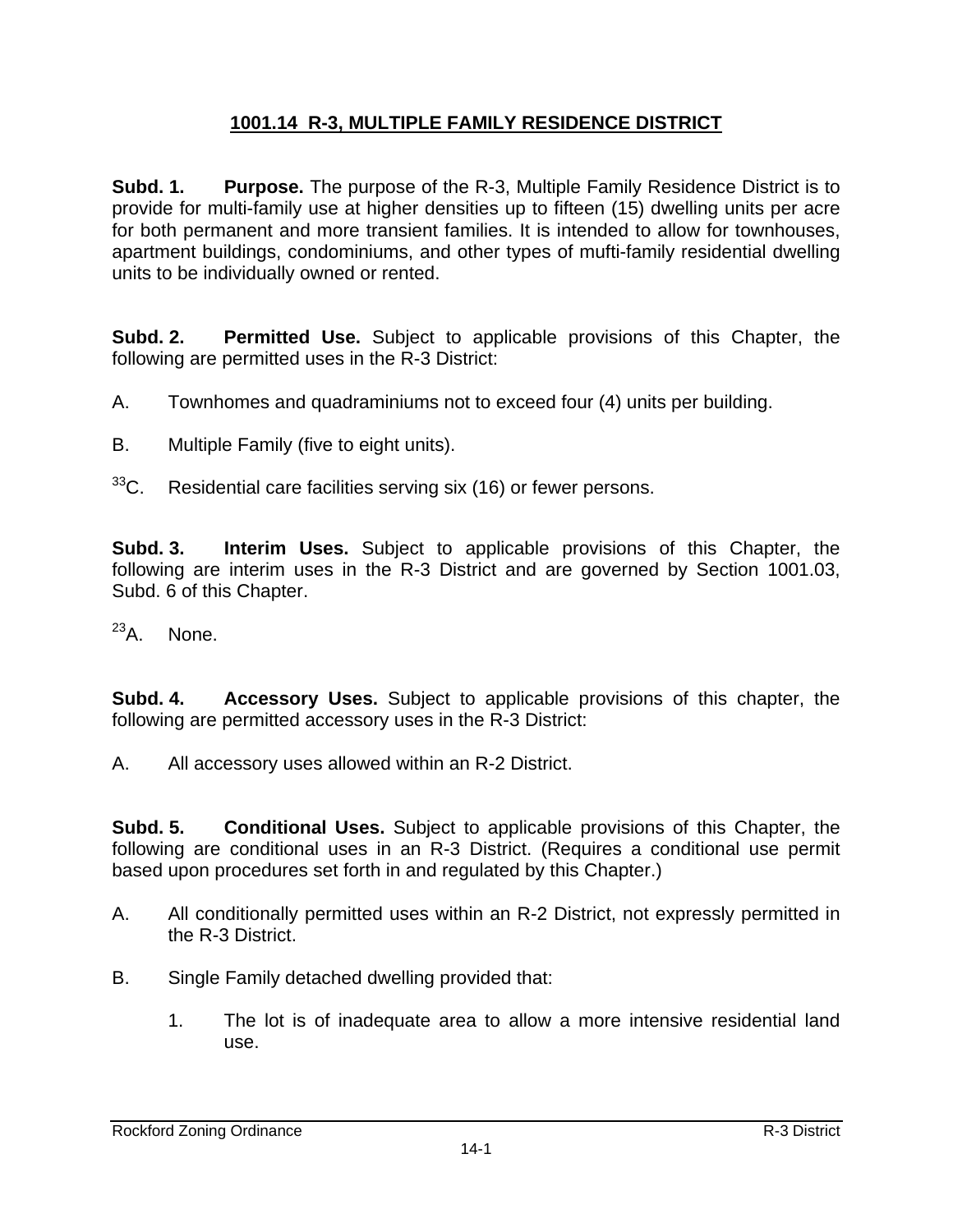# 1001.14 R-3, MULTIPLE FAMILY RESIDENCE DISTRICT

**Subd. 1. Purpose.** The purpose of the R-3, Multiple Family Residence District is to provide for multi-family use at higher densities up to fifteen (15) dwelling units per acre for both permanent and more transient families. It is intended to allow for townhouses, apartment buildings, condominiums, and other types of mufti-family residential dwelling units to be individually owned or rented.

**Subd. 2. Permitted Use.** Subject to applicable provisions of this Chapter, the following are permitted uses in the R-3 District:

A. Townhomes and quadraminiums not to exceed four (4) units per building.

B. Multiple Family (five to eight units).

[33]C. Residential care facilities serving six (16) or fewer persons.

**Subd. 3. Interim Uses.** Subject to applicable provisions of this Chapter, the following are interim uses in the R-3 District and are governed by Section 1001.03, Subd. 6 of this Chapter.

[23]A. None.

**Subd. 4. Accessory Uses.** Subject to applicable provisions of this chapter, the following are permitted accessory uses in the R-3 District:

A. All accessory uses allowed within an R-2 District.

**Subd. 5. Conditional Uses.** Subject to applicable provisions of this Chapter, the following are conditional uses in an R-3 District. (Requires a conditional use permit based upon procedures set forth in and regulated by this Chapter.)

A. All conditionally permitted uses within an R-2 District, not expressly permitted in the R-3 District.

B. Single Family detached dwelling provided that:

   1. The lot is of inadequate area to allow a more intensive residential land use.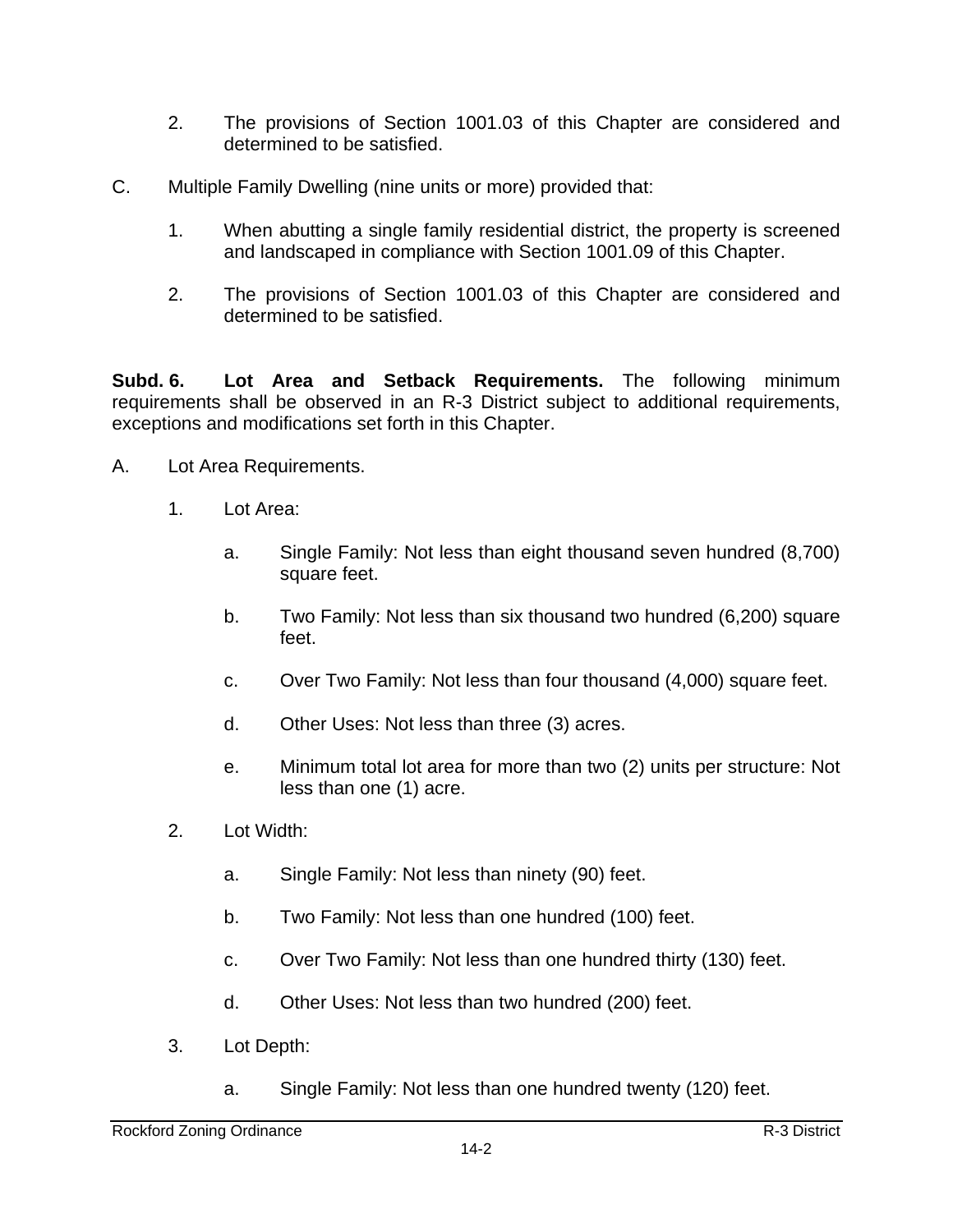2. The provisions of Section 1001.03 of this Chapter are considered and determined to be satisfied.

C. Multiple Family Dwelling (nine units or more) provided that:

1. When abutting a single family residential district, the property is screened and landscaped in compliance with Section 1001.09 of this Chapter.

2. The provisions of Section 1001.03 of this Chapter are considered and determined to be satisfied.

**Subd. 6. Lot Area and Setback Requirements.** The following minimum requirements shall be observed in an R-3 District subject to additional requirements, exceptions and modifications set forth in this Chapter.

A. Lot Area Requirements.

1. Lot Area:

a. Single Family: Not less than eight thousand seven hundred (8,700) square feet.

b. Two Family: Not less than six thousand two hundred (6,200) square feet.

c. Over Two Family: Not less than four thousand (4,000) square feet.

d. Other Uses: Not less than three (3) acres.

e. Minimum total lot area for more than two (2) units per structure: Not less than one (1) acre.

2. Lot Width:

a. Single Family: Not less than ninety (90) feet.

b. Two Family: Not less than one hundred (100) feet.

c. Over Two Family: Not less than one hundred thirty (130) feet.

d. Other Uses: Not less than two hundred (200) feet.

3. Lot Depth:

a. Single Family: Not less than one hundred twenty (120) feet.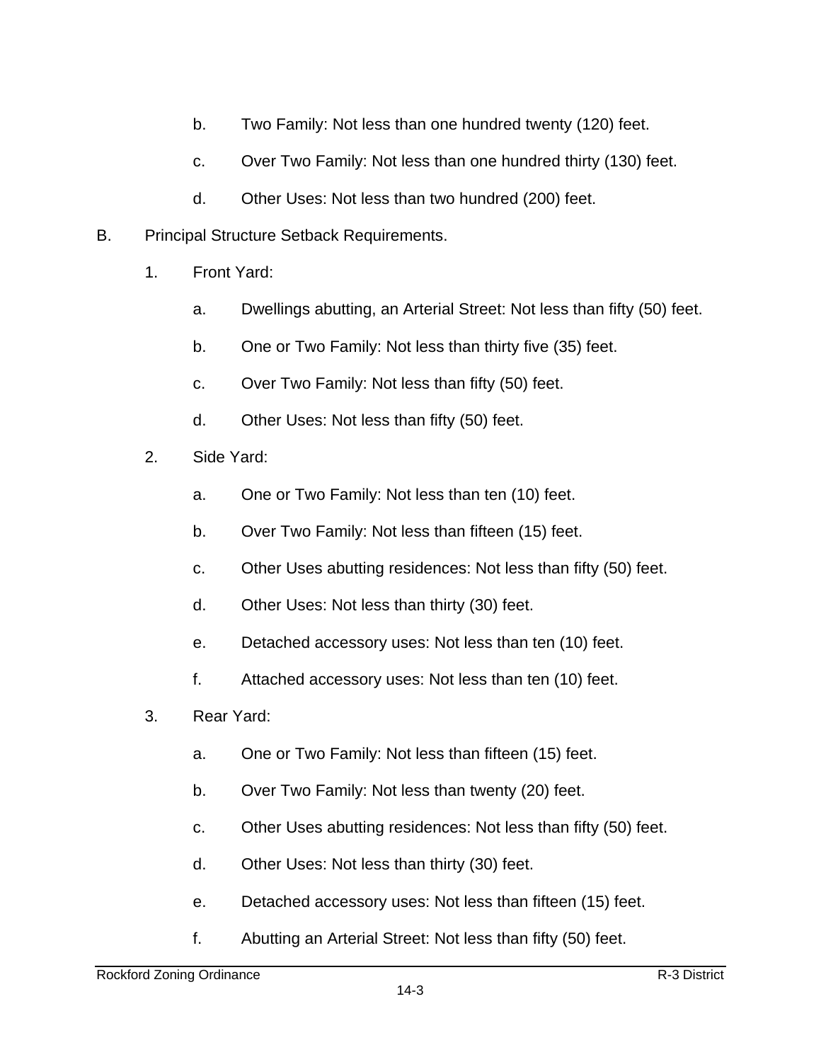b. Two Family: Not less than one hundred twenty (120) feet.

c. Over Two Family: Not less than one hundred thirty (130) feet.

d. Other Uses: Not less than two hundred (200) feet.

B. Principal Structure Setback Requirements.

1. Front Yard:

   a. Dwellings abutting, an Arterial Street: Not less than fifty (50) feet.

   b. One or Two Family: Not less than thirty five (35) feet.

   c. Over Two Family: Not less than fifty (50) feet.

   d. Other Uses: Not less than fifty (50) feet.

2. Side Yard:

   a. One or Two Family: Not less than ten (10) feet.

   b. Over Two Family: Not less than fifteen (15) feet.

   c. Other Uses abutting residences: Not less than fifty (50) feet.

   d. Other Uses: Not less than thirty (30) feet.

   e. Detached accessory uses: Not less than ten (10) feet.

   f. Attached accessory uses: Not less than ten (10) feet.

3. Rear Yard:

   a. One or Two Family: Not less than fifteen (15) feet.

   b. Over Two Family: Not less than twenty (20) feet.

   c. Other Uses abutting residences: Not less than fifty (50) feet.

   d. Other Uses: Not less than thirty (30) feet.

   e. Detached accessory uses: Not less than fifteen (15) feet.

   f. Abutting an Arterial Street: Not less than fifty (50) feet.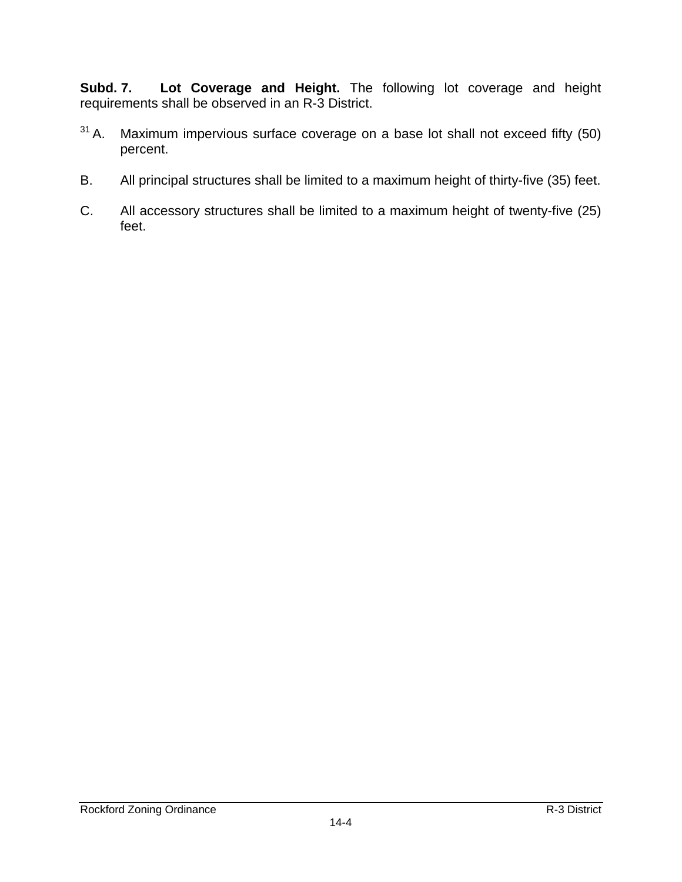**Subd. 7. Lot Coverage and Height.** The following lot coverage and height requirements shall be observed in an R-3 District.

[31] A. Maximum impervious surface coverage on a base lot shall not exceed fifty (50) percent.

B. All principal structures shall be limited to a maximum height of thirty-five (35) feet.

C. All accessory structures shall be limited to a maximum height of twenty-five (25) feet.